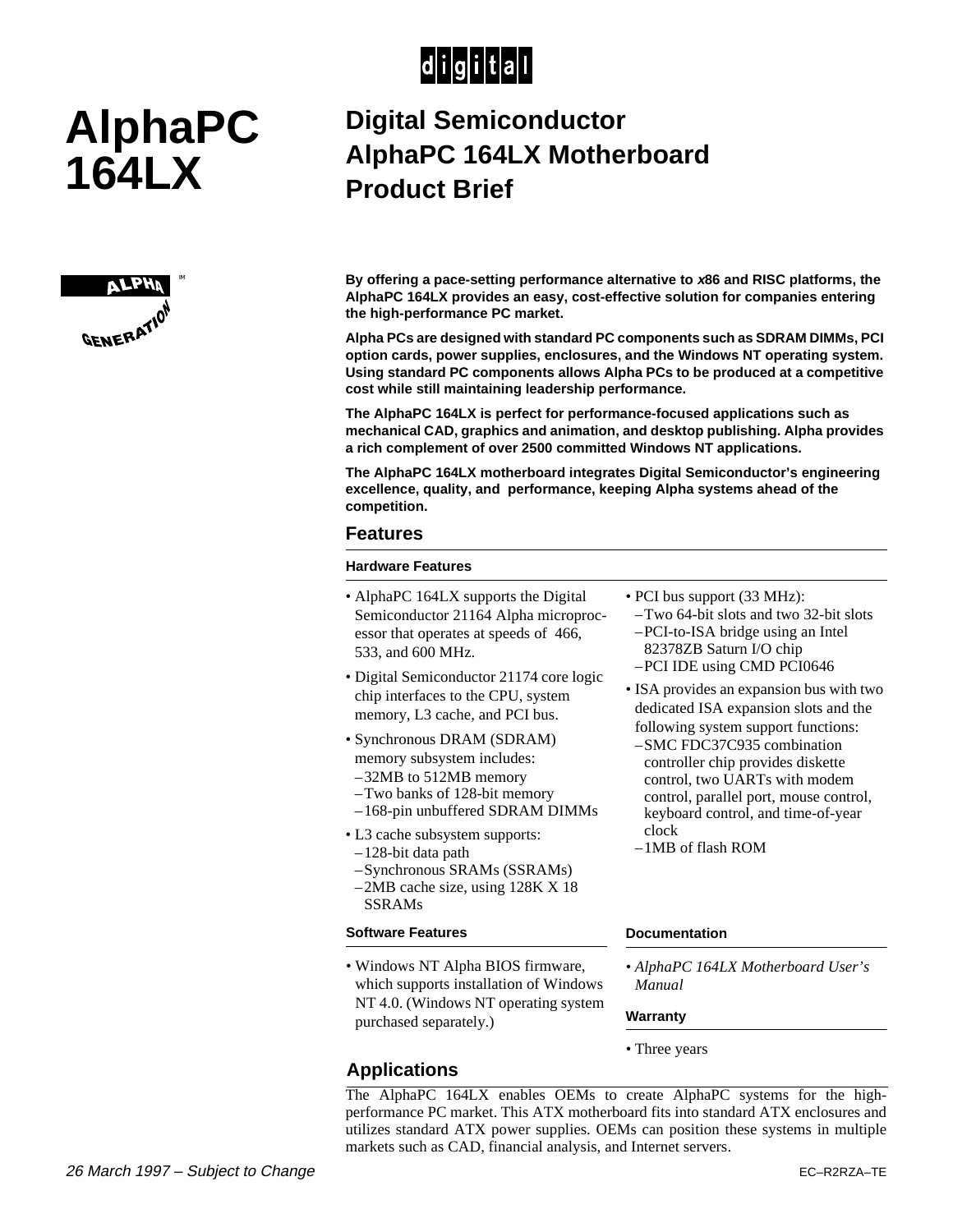# AlphaPC 164LX

## Digital Semiconductor AlphaPC 164LX Motherboard Product Brief

**By offering a pace-setting performance alternative to *x*86 and RISC platforms, the AlphaPC 164LX provides an easy, cost-effective solution for companies entering the high-performance PC market.**

**Alpha PCs are designed with standard PC components such as SDRAM DIMMs, PCI option cards, power supplies, enclosures, and the Windows NT operating system. Using standard PC components allows Alpha PCs to be produced at a competitive cost while still maintaining leadership performance.**

**The AlphaPC 164LX is perfect for performance-focused applications such as mechanical CAD, graphics and animation, and desktop publishing. Alpha provides a rich complement of over 2500 committed Windows NT applications.**

**The AlphaPC 164LX motherboard integrates Digital Semiconductor's engineering excellence, quality, and performance, keeping Alpha systems ahead of the competition.**

## Features

### Hardware Features

- AlphaPC 164LX supports the Digital Semiconductor 21164 Alpha microprocessor that operates at speeds of 466, 533, and 600 MHz.
- Digital Semiconductor 21174 core logic chip interfaces to the CPU, system memory, L3 cache, and PCI bus.
- Synchronous DRAM (SDRAM) memory subsystem includes:
  - 32MB to 512MB memory
  - Two banks of 128-bit memory
  - 168-pin unbuffered SDRAM DIMMs
- L3 cache subsystem supports:
  - 128-bit data path
  - Synchronous SRAMs (SSRAMs)
  - 2MB cache size, using 128K X 18 SSRAMs
- PCI bus support (33 MHz):
  - Two 64-bit slots and two 32-bit slots
  - PCI-to-ISA bridge using an Intel 82378ZB Saturn I/O chip
  - PCI IDE using CMD PCI0646
- ISA provides an expansion bus with two dedicated ISA expansion slots and the following system support functions:
  - SMC FDC37C935 combination controller chip provides diskette control, two UARTs with modem control, parallel port, mouse control, keyboard control, and time-of-year clock
  - 1MB of flash ROM

### Software Features

- Windows NT Alpha BIOS firmware, which supports installation of Windows NT 4.0. (Windows NT operating system purchased separately.)

### Documentation

- *AlphaPC 164LX Motherboard User's Manual*

### Warranty

- Three years

## Applications

The AlphaPC 164LX enables OEMs to create AlphaPC systems for the high-performance PC market. This ATX motherboard fits into standard ATX enclosures and utilizes standard ATX power supplies. OEMs can position these systems in multiple markets such as CAD, financial analysis, and Internet servers.

*26 March 1997 – Subject to Change*

EC–R2RZA–TE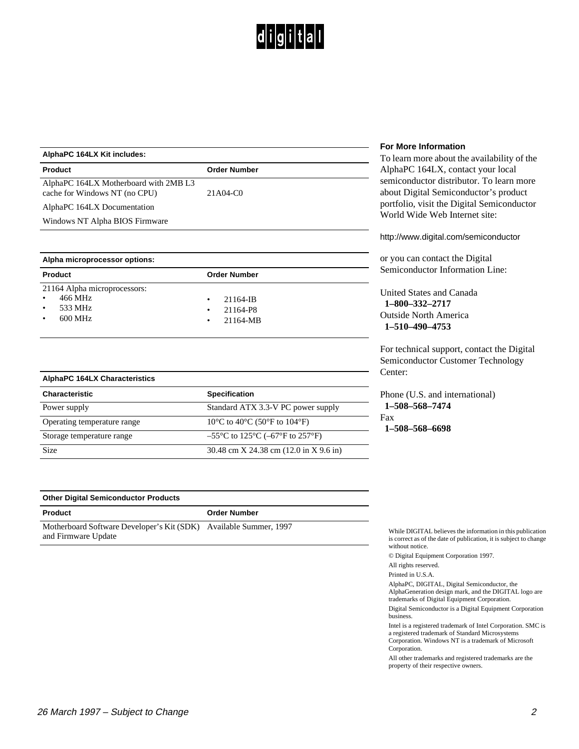| AlphaPC 164LX Kit includes: | |
|---|---|
| **Product** | **Order Number** |
| AlphaPC 164LX Motherboard with 2MB L3 cache for Windows NT (no CPU) | 21A04-C0 |
| AlphaPC 164LX Documentation | |
| Windows NT Alpha BIOS Firmware | |

| Alpha microprocessor options: | |
|---|---|
| **Product** | **Order Number** |
| 21164 Alpha microprocessors:<br>• 466 MHz<br>• 533 MHz<br>• 600 MHz | <br>• 21164-IB<br>• 21164-P8<br>• 21164-MB |

| AlphaPC 164LX Characteristics | |
|---|---|
| **Characteristic** | **Specification** |
| Power supply | Standard ATX 3.3-V PC power supply |
| Operating temperature range | 10°C to 40°C (50°F to 104°F) |
| Storage temperature range | –55°C to 125°C (–67°F to 257°F) |
| Size | 30.48 cm X 24.38 cm (12.0 in X 9.6 in) |

| Other Digital Semiconductor Products | |
|---|---|
| **Product** | **Order Number** |
| Motherboard Software Developer's Kit (SDK) and Firmware Update | Available Summer, 1997 |

**For More Information**

To learn more about the availability of the AlphaPC 164LX, contact your local semiconductor distributor. To learn more about Digital Semiconductor's product portfolio, visit the Digital Semiconductor World Wide Web Internet site:

http://www.digital.com/semiconductor

or you can contact the Digital Semiconductor Information Line:

United States and Canada
**1–800–332–2717**
Outside North America
**1–510–490–4753**

For technical support, contact the Digital Semiconductor Customer Technology Center:

Phone (U.S. and international)
**1–508–568–7474**
Fax
**1–508–568–6698**

While DIGITAL believes the information in this publication is correct as of the date of publication, it is subject to change without notice.

© Digital Equipment Corporation 1997.

All rights reserved.

Printed in U.S.A.

AlphaPC, DIGITAL, Digital Semiconductor, the AlphaGeneration design mark, and the DIGITAL logo are trademarks of Digital Equipment Corporation.

Digital Semiconductor is a Digital Equipment Corporation business.

Intel is a registered trademark of Intel Corporation. SMC is a registered trademark of Standard Microsystems Corporation. Windows NT is a trademark of Microsoft Corporation.

All other trademarks and registered trademarks are the property of their respective owners.

*26 March 1997 – Subject to Change*